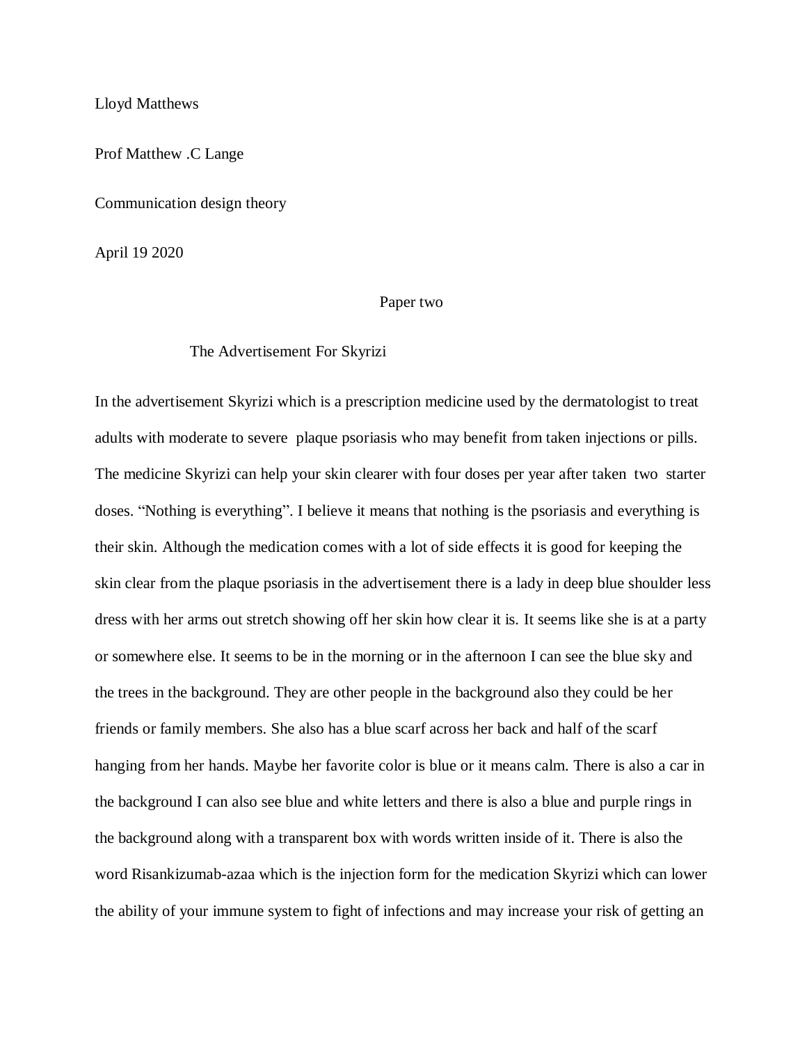Lloyd Matthews

Prof Matthew .C Lange

Communication design theory

April 19 2020

Paper two

The Advertisement For Skyrizi

In the advertisement Skyrizi which is a prescription medicine used by the dermatologist to treat adults with moderate to severe plaque psoriasis who may benefit from taken injections or pills. The medicine Skyrizi can help your skin clearer with four doses per year after taken two starter doses. "Nothing is everything". I believe it means that nothing is the psoriasis and everything is their skin. Although the medication comes with a lot of side effects it is good for keeping the skin clear from the plaque psoriasis in the advertisement there is a lady in deep blue shoulder less dress with her arms out stretch showing off her skin how clear it is. It seems like she is at a party or somewhere else. It seems to be in the morning or in the afternoon I can see the blue sky and the trees in the background. They are other people in the background also they could be her friends or family members. She also has a blue scarf across her back and half of the scarf hanging from her hands. Maybe her favorite color is blue or it means calm. There is also a car in the background I can also see blue and white letters and there is also a blue and purple rings in the background along with a transparent box with words written inside of it. There is also the word Risankizumab-azaa which is the injection form for the medication Skyrizi which can lower the ability of your immune system to fight of infections and may increase your risk of getting an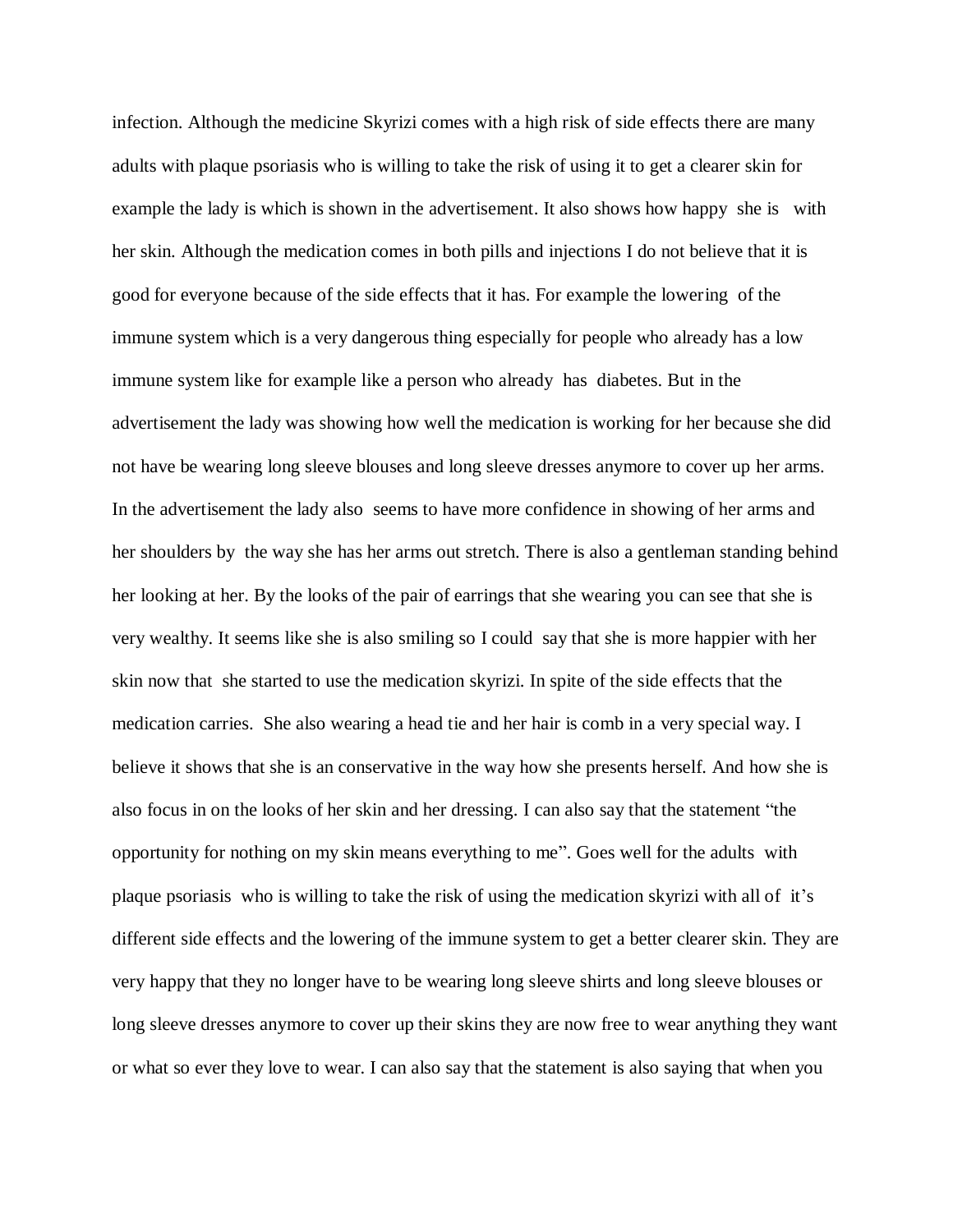infection. Although the medicine Skyrizi comes with a high risk of side effects there are many adults with plaque psoriasis who is willing to take the risk of using it to get a clearer skin for example the lady is which is shown in the advertisement. It also shows how happy she is with her skin. Although the medication comes in both pills and injections I do not believe that it is good for everyone because of the side effects that it has. For example the lowering of the immune system which is a very dangerous thing especially for people who already has a low immune system like for example like a person who already has diabetes. But in the advertisement the lady was showing how well the medication is working for her because she did not have be wearing long sleeve blouses and long sleeve dresses anymore to cover up her arms. In the advertisement the lady also seems to have more confidence in showing of her arms and her shoulders by the way she has her arms out stretch. There is also a gentleman standing behind her looking at her. By the looks of the pair of earrings that she wearing you can see that she is very wealthy. It seems like she is also smiling so I could say that she is more happier with her skin now that she started to use the medication skyrizi. In spite of the side effects that the medication carries. She also wearing a head tie and her hair is comb in a very special way. I believe it shows that she is an conservative in the way how she presents herself. And how she is also focus in on the looks of her skin and her dressing. I can also say that the statement "the opportunity for nothing on my skin means everything to me". Goes well for the adults with plaque psoriasis who is willing to take the risk of using the medication skyrizi with all of it's different side effects and the lowering of the immune system to get a better clearer skin. They are very happy that they no longer have to be wearing long sleeve shirts and long sleeve blouses or long sleeve dresses anymore to cover up their skins they are now free to wear anything they want or what so ever they love to wear. I can also say that the statement is also saying that when you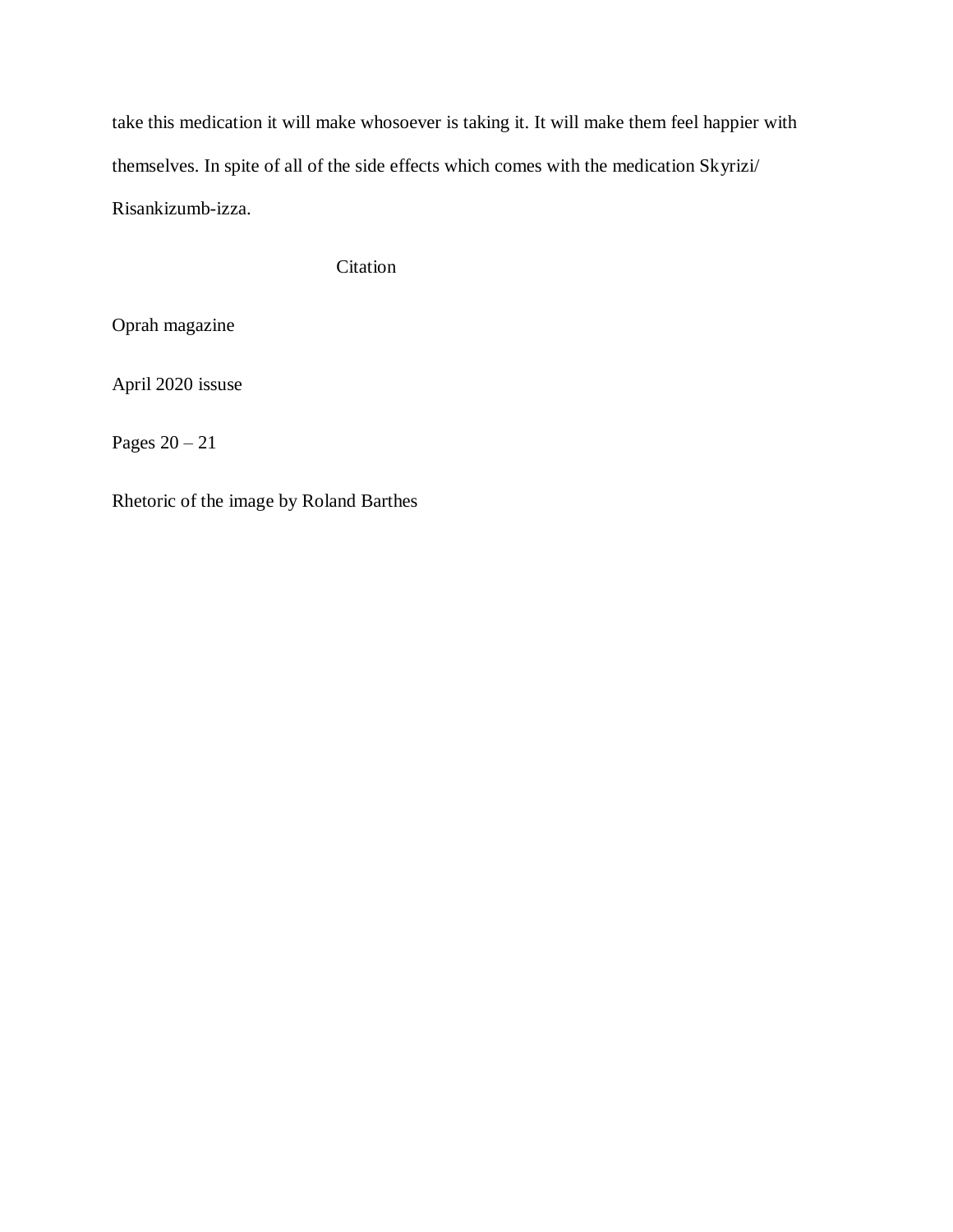take this medication it will make whosoever is taking it. It will make them feel happier with themselves. In spite of all of the side effects which comes with the medication Skyrizi/ Risankizumb-izza.

Citation

Oprah magazine

April 2020 issuse

Pages 20 – 21

Rhetoric of the image by Roland Barthes